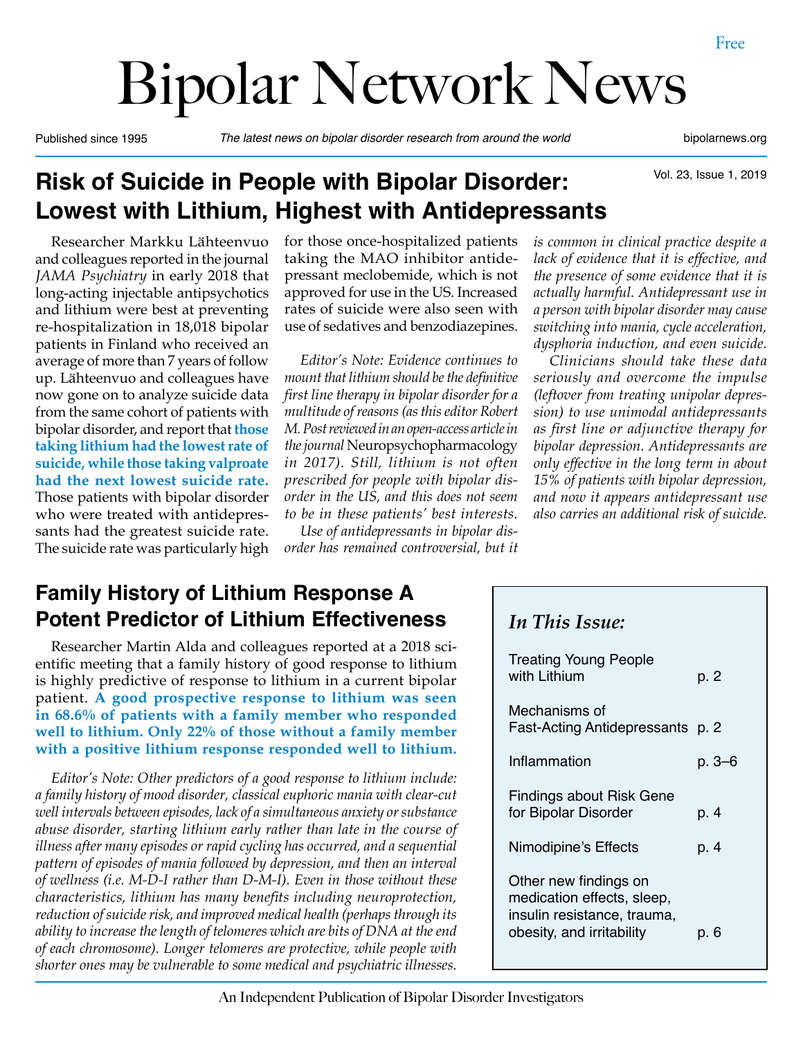Free

# Bipolar Network News

Published since 1995 | *The latest news on bipolar disorder research from around the world* | bipolarnews.org

Vol. 23, Issue 1, 2019

## Risk of Suicide in People with Bipolar Disorder: Lowest with Lithium, Highest with Antidepressants

Researcher Markku Lähteenvuo and colleagues reported in the journal *JAMA Psychiatry* in early 2018 that long-acting injectable antipsychotics and lithium were best at preventing re-hospitalization in 18,018 bipolar patients in Finland who received an average of more than 7 years of follow up. Lähteenvuo and colleagues have now gone on to analyze suicide data from the same cohort of patients with bipolar disorder, and report that **those taking lithium had the lowest rate of suicide, while those taking valproate had the next lowest suicide rate.** Those patients with bipolar disorder who were treated with antidepressants had the greatest suicide rate. The suicide rate was particularly high for those once-hospitalized patients taking the MAO inhibitor antidepressant meclobemide, which is not approved for use in the US. Increased rates of suicide were also seen with use of sedatives and benzodiazepines.

*Editor's Note: Evidence continues to mount that lithium should be the definitive first line therapy in bipolar disorder for a multitude of reasons (as this editor Robert M. Post reviewed in an open-access article in the journal* Neuropsychopharmacology *in 2017). Still, lithium is not often prescribed for people with bipolar disorder in the US, and this does not seem to be in these patients' best interests.*

*Use of antidepressants in bipolar disorder has remained controversial, but it is common in clinical practice despite a lack of evidence that it is effective, and the presence of some evidence that it is actually harmful. Antidepressant use in a person with bipolar disorder may cause switching into mania, cycle acceleration, dysphoria induction, and even suicide.*

*Clinicians should take these data seriously and overcome the impulse (leftover from treating unipolar depression) to use unimodal antidepressants as first line or adjunctive therapy for bipolar depression. Antidepressants are only effective in the long term in about 15% of patients with bipolar depression, and now it appears antidepressant use also carries an additional risk of suicide.*

## Family History of Lithium Response A Potent Predictor of Lithium Effectiveness

Researcher Martin Alda and colleagues reported at a 2018 scientific meeting that a family history of good response to lithium is highly predictive of response to lithium in a current bipolar patient. **A good prospective response to lithium was seen in 68.6% of patients with a family member who responded well to lithium. Only 22% of those without a family member with a positive lithium response responded well to lithium.**

*Editor's Note: Other predictors of a good response to lithium include: a family history of mood disorder, classical euphoric mania with clear-cut well intervals between episodes, lack of a simultaneous anxiety or substance abuse disorder, starting lithium early rather than late in the course of illness after many episodes or rapid cycling has occurred, and a sequential pattern of episodes of mania followed by depression, and then an interval of wellness (i.e. M-D-I rather than D-M-I). Even in those without these characteristics, lithium has many benefits including neuroprotection, reduction of suicide risk, and improved medical health (perhaps through its ability to increase the length of telomeres which are bits of DNA at the end of each chromosome). Longer telomeres are protective, while people with shorter ones may be vulnerable to some medical and psychiatric illnesses.*

### *In This Issue:*

| | |
|---|---|
| Treating Young People with Lithium | p. 2 |
| Mechanisms of Fast-Acting Antidepressants | p. 2 |
| Inflammation | p. 3–6 |
| Findings about Risk Gene for Bipolar Disorder | p. 4 |
| Nimodipine's Effects | p. 4 |
| Other new findings on medication effects, sleep, insulin resistance, trauma, obesity, and irritability | p. 6 |

An Independent Publication of Bipolar Disorder Investigators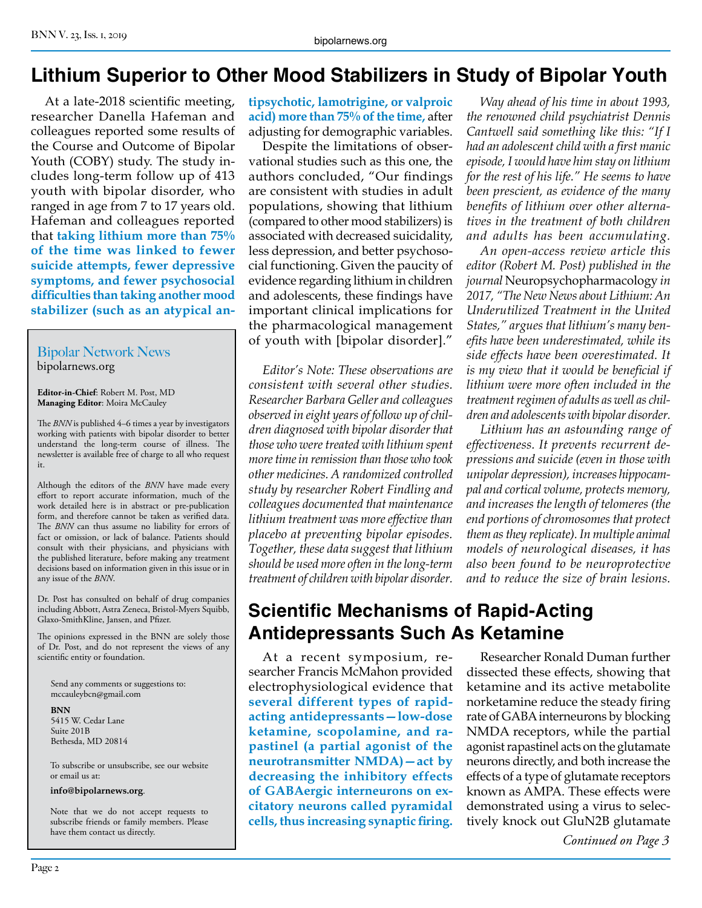# Lithium Superior to Other Mood Stabilizers in Study of Bipolar Youth

At a late-2018 scientific meeting, researcher Danella Hafeman and colleagues reported some results of the Course and Outcome of Bipolar Youth (COBY) study. The study includes long-term follow up of 413 youth with bipolar disorder, who ranged in age from 7 to 17 years old. Hafeman and colleagues reported that **taking lithium more than 75% of the time was linked to fewer suicide attempts, fewer depressive symptoms, and fewer psychosocial difficulties than taking another mood stabilizer (such as an atypical antipsychotic, lamotrigine, or valproic acid) more than 75% of the time,** after adjusting for demographic variables.

Despite the limitations of observational studies such as this one, the authors concluded, "Our findings are consistent with studies in adult populations, showing that lithium (compared to other mood stabilizers) is associated with decreased suicidality, less depression, and better psychosocial functioning. Given the paucity of evidence regarding lithium in children and adolescents, these findings have important clinical implications for the pharmacological management of youth with [bipolar disorder]."

*Editor's Note: These observations are consistent with several other studies. Researcher Barbara Geller and colleagues observed in eight years of follow up of children diagnosed with bipolar disorder that those who were treated with lithium spent more time in remission than those who took other medicines. A randomized controlled study by researcher Robert Findling and colleagues documented that maintenance lithium treatment was more effective than placebo at preventing bipolar episodes. Together, these data suggest that lithium should be used more often in the long-term treatment of children with bipolar disorder.*

*Way ahead of his time in about 1993, the renowned child psychiatrist Dennis Cantwell said something like this: "If I had an adolescent child with a first manic episode, I would have him stay on lithium for the rest of his life." He seems to have been prescient, as evidence of the many benefits of lithium over other alternatives in the treatment of both children and adults has been accumulating.*

*An open-access review article this editor (Robert M. Post) published in the journal* Neuropsychopharmacology *in 2017, "The New News about Lithium: An Underutilized Treatment in the United States," argues that lithium's many benefits have been underestimated, while its side effects have been overestimated. It is my view that it would be beneficial if lithium were more often included in the treatment regimen of adults as well as children and adolescents with bipolar disorder.*

*Lithium has an astounding range of effectiveness. It prevents recurrent depressions and suicide (even in those with unipolar depression), increases hippocampal and cortical volume, protects memory, and increases the length of telomeres (the end portions of chromosomes that protect them as they replicate). In multiple animal models of neurological diseases, it has also been found to be neuroprotective and to reduce the size of brain lesions.*

---

## Bipolar Network News
bipolarnews.org

**Editor-in-Chief**: Robert M. Post, MD
**Managing Editor**: Moira McCauley

The *BNN* is published 4–6 times a year by investigators working with patients with bipolar disorder to better understand the long-term course of illness. The newsletter is available free of charge to all who request it.

Although the editors of the *BNN* have made every effort to report accurate information, much of the work detailed here is in abstract or pre-publication form, and therefore cannot be taken as verified data. The *BNN* can thus assume no liability for errors of fact or omission, or lack of balance. Patients should consult with their physicians, and physicians with the published literature, before making any treatment decisions based on information given in this issue or in any issue of the *BNN*.

Dr. Post has consulted on behalf of drug companies including Abbott, Astra Zeneca, Bristol-Myers Squibb, Glaxo-SmithKline, Jansen, and Pfizer.

The opinions expressed in the BNN are solely those of Dr. Post, and do not represent the views of any scientific entity or foundation.

Send any comments or suggestions to:
mccauleybcn@gmail.com

**BNN**
5415 W. Cedar Lane
Suite 201B
Bethesda, MD 20814

To subscribe or unsubscribe, see our website or email us at:

**info@bipolarnews.org**.

Note that we do not accept requests to subscribe friends or family members. Please have them contact us directly.

---

# Scientific Mechanisms of Rapid-Acting Antidepressants Such As Ketamine

At a recent symposium, researcher Francis McMahon provided electrophysiological evidence that **several different types of rapid-acting antidepressants—low-dose ketamine, scopolamine, and rapastinel (a partial agonist of the neurotransmitter NMDA)—act by decreasing the inhibitory effects of GABAergic interneurons on excitatory neurons called pyramidal cells, thus increasing synaptic firing.**

Researcher Ronald Duman further dissected these effects, showing that ketamine and its active metabolite norketamine reduce the steady firing rate of GABA interneurons by blocking NMDA receptors, while the partial agonist rapastinel acts on the glutamate neurons directly, and both increase the effects of a type of glutamate receptors known as AMPA. These effects were demonstrated using a virus to selectively knock out GluN2B glutamate

*Continued on Page 3*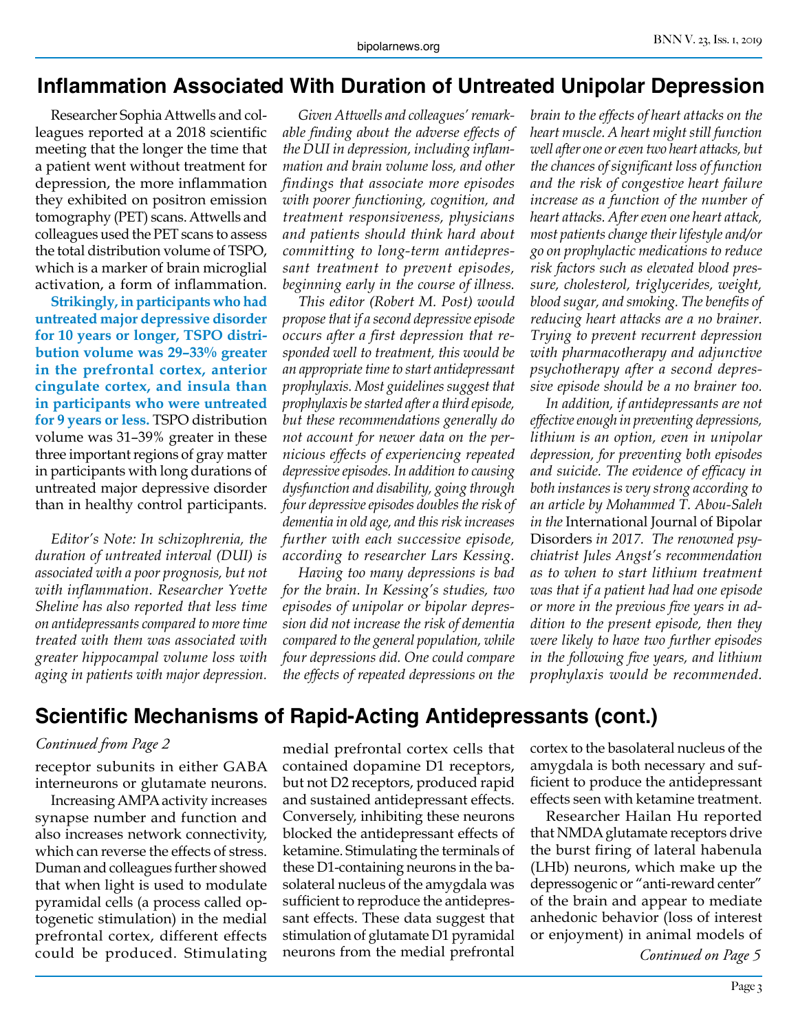## Inflammation Associated With Duration of Untreated Unipolar Depression

Researcher Sophia Attwells and colleagues reported at a 2018 scientific meeting that the longer the time that a patient went without treatment for depression, the more inflammation they exhibited on positron emission tomography (PET) scans. Attwells and colleagues used the PET scans to assess the total distribution volume of TSPO, which is a marker of brain microglial activation, a form of inflammation.

**Strikingly, in participants who had untreated major depressive disorder for 10 years or longer, TSPO distribution volume was 29–33% greater in the prefrontal cortex, anterior cingulate cortex, and insula than in participants who were untreated for 9 years or less.** TSPO distribution volume was 31–39% greater in these three important regions of gray matter in participants with long durations of untreated major depressive disorder than in healthy control participants.

*Editor's Note: In schizophrenia, the duration of untreated interval (DUI) is associated with a poor prognosis, but not with inflammation. Researcher Yvette Sheline has also reported that less time on antidepressants compared to more time treated with them was associated with greater hippocampal volume loss with aging in patients with major depression.*

*Given Attwells and colleagues' remarkable finding about the adverse effects of the DUI in depression, including inflammation and brain volume loss, and other findings that associate more episodes with poorer functioning, cognition, and treatment responsiveness, physicians and patients should think hard about committing to long-term antidepressant treatment to prevent episodes, beginning early in the course of illness.*

*This editor (Robert M. Post) would propose that if a second depressive episode occurs after a first depression that responded well to treatment, this would be an appropriate time to start antidepressant prophylaxis. Most guidelines suggest that prophylaxis be started after a third episode, but these recommendations generally do not account for newer data on the pernicious effects of experiencing repeated depressive episodes. In addition to causing dysfunction and disability, going through four depressive episodes doubles the risk of dementia in old age, and this risk increases further with each successive episode, according to researcher Lars Kessing.*

*Having too many depressions is bad for the brain. In Kessing's studies, two episodes of unipolar or bipolar depression did not increase the risk of dementia compared to the general population, while four depressions did. One could compare the effects of repeated depressions on the brain to the effects of heart attacks on the heart muscle. A heart might still function well after one or even two heart attacks, but the chances of significant loss of function and the risk of congestive heart failure increase as a function of the number of heart attacks. After even one heart attack, most patients change their lifestyle and/or go on prophylactic medications to reduce risk factors such as elevated blood pressure, cholesterol, triglycerides, weight, blood sugar, and smoking. The benefits of reducing heart attacks are a no brainer. Trying to prevent recurrent depression with pharmacotherapy and adjunctive psychotherapy after a second depressive episode should be a no brainer too.*

*In addition, if antidepressants are not effective enough in preventing depressions, lithium is an option, even in unipolar depression, for preventing both episodes and suicide. The evidence of efficacy in both instances is very strong according to an article by Mohammed T. Abou-Saleh in the* International Journal of Bipolar Disorders *in 2017. The renowned psychiatrist Jules Angst's recommendation as to when to start lithium treatment was that if a patient had had one episode or more in the previous five years in addition to the present episode, then they were likely to have two further episodes in the following five years, and lithium prophylaxis would be recommended.*

## Scientific Mechanisms of Rapid-Acting Antidepressants (cont.)

*Continued from Page 2*

receptor subunits in either GABA interneurons or glutamate neurons.

Increasing AMPA activity increases synapse number and function and also increases network connectivity, which can reverse the effects of stress. Duman and colleagues further showed that when light is used to modulate pyramidal cells (a process called optogenetic stimulation) in the medial prefrontal cortex, different effects could be produced. Stimulating medial prefrontal cortex cells that contained dopamine D1 receptors, but not D2 receptors, produced rapid and sustained antidepressant effects. Conversely, inhibiting these neurons blocked the antidepressant effects of ketamine. Stimulating the terminals of these D1-containing neurons in the basolateral nucleus of the amygdala was sufficient to reproduce the antidepressant effects. These data suggest that stimulation of glutamate D1 pyramidal neurons from the medial prefrontal cortex to the basolateral nucleus of the amygdala is both necessary and sufficient to produce the antidepressant effects seen with ketamine treatment.

Researcher Hailan Hu reported that NMDA glutamate receptors drive the burst firing of lateral habenula (LHb) neurons, which make up the depressogenic or "anti-reward center" of the brain and appear to mediate anhedonic behavior (loss of interest or enjoyment) in animal models of

*Continued on Page 5*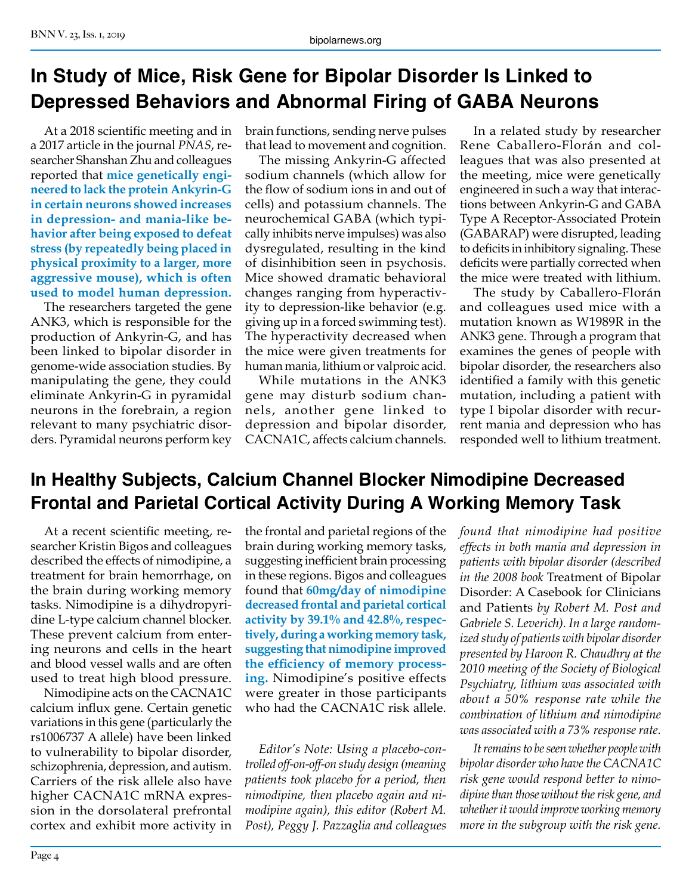## In Study of Mice, Risk Gene for Bipolar Disorder Is Linked to Depressed Behaviors and Abnormal Firing of GABA Neurons

At a 2018 scientific meeting and in a 2017 article in the journal *PNAS*, researcher Shanshan Zhu and colleagues reported that **mice genetically engineered to lack the protein Ankyrin-G in certain neurons showed increases in depression- and mania-like behavior after being exposed to defeat stress (by repeatedly being placed in physical proximity to a larger, more aggressive mouse), which is often used to model human depression.**

The researchers targeted the gene ANK3, which is responsible for the production of Ankyrin-G, and has been linked to bipolar disorder in genome-wide association studies. By manipulating the gene, they could eliminate Ankyrin-G in pyramidal neurons in the forebrain, a region relevant to many psychiatric disorders. Pyramidal neurons perform key brain functions, sending nerve pulses that lead to movement and cognition.

The missing Ankyrin-G affected sodium channels (which allow for the flow of sodium ions in and out of cells) and potassium channels. The neurochemical GABA (which typically inhibits nerve impulses) was also dysregulated, resulting in the kind of disinhibition seen in psychosis. Mice showed dramatic behavioral changes ranging from hyperactivity to depression-like behavior (e.g. giving up in a forced swimming test). The hyperactivity decreased when the mice were given treatments for human mania, lithium or valproic acid.

While mutations in the ANK3 gene may disturb sodium channels, another gene linked to depression and bipolar disorder, CACNA1C, affects calcium channels.

In a related study by researcher Rene Caballero-Florán and colleagues that was also presented at the meeting, mice were genetically engineered in such a way that interactions between Ankyrin-G and GABA Type A Receptor-Associated Protein (GABARAP) were disrupted, leading to deficits in inhibitory signaling. These deficits were partially corrected when the mice were treated with lithium.

The study by Caballero-Florán and colleagues used mice with a mutation known as W1989R in the ANK3 gene. Through a program that examines the genes of people with bipolar disorder, the researchers also identified a family with this genetic mutation, including a patient with type I bipolar disorder with recurrent mania and depression who has responded well to lithium treatment.

## In Healthy Subjects, Calcium Channel Blocker Nimodipine Decreased Frontal and Parietal Cortical Activity During A Working Memory Task

At a recent scientific meeting, researcher Kristin Bigos and colleagues described the effects of nimodipine, a treatment for brain hemorrhage, on the brain during working memory tasks. Nimodipine is a dihydropyridine L-type calcium channel blocker. These prevent calcium from entering neurons and cells in the heart and blood vessel walls and are often used to treat high blood pressure.

Nimodipine acts on the CACNA1C calcium influx gene. Certain genetic variations in this gene (particularly the rs1006737 A allele) have been linked to vulnerability to bipolar disorder, schizophrenia, depression, and autism. Carriers of the risk allele also have higher CACNA1C mRNA expression in the dorsolateral prefrontal cortex and exhibit more activity in the frontal and parietal regions of the brain during working memory tasks, suggesting inefficient brain processing in these regions. Bigos and colleagues found that **60mg/day of nimodipine decreased frontal and parietal cortical activity by 39.1% and 42.8%, respectively, during a working memory task, suggesting that nimodipine improved the efficiency of memory processing.** Nimodipine's positive effects were greater in those participants who had the CACNA1C risk allele.

*Editor's Note: Using a placebo-controlled off-on-off-on study design (meaning patients took placebo for a period, then nimodipine, then placebo again and nimodipine again), this editor (Robert M. Post), Peggy J. Pazzaglia and colleagues found that nimodipine had positive effects in both mania and depression in patients with bipolar disorder (described in the 2008 book* Treatment of Bipolar Disorder: A Casebook for Clinicians and Patients *by Robert M. Post and Gabriele S. Leverich). In a large randomized study of patients with bipolar disorder presented by Haroon R. Chaudhry at the 2010 meeting of the Society of Biological Psychiatry, lithium was associated with about a 50% response rate while the combination of lithium and nimodipine was associated with a 73% response rate.*

*It remains to be seen whether people with bipolar disorder who have the CACNA1C risk gene would respond better to nimodipine than those without the risk gene, and whether it would improve working memory more in the subgroup with the risk gene.*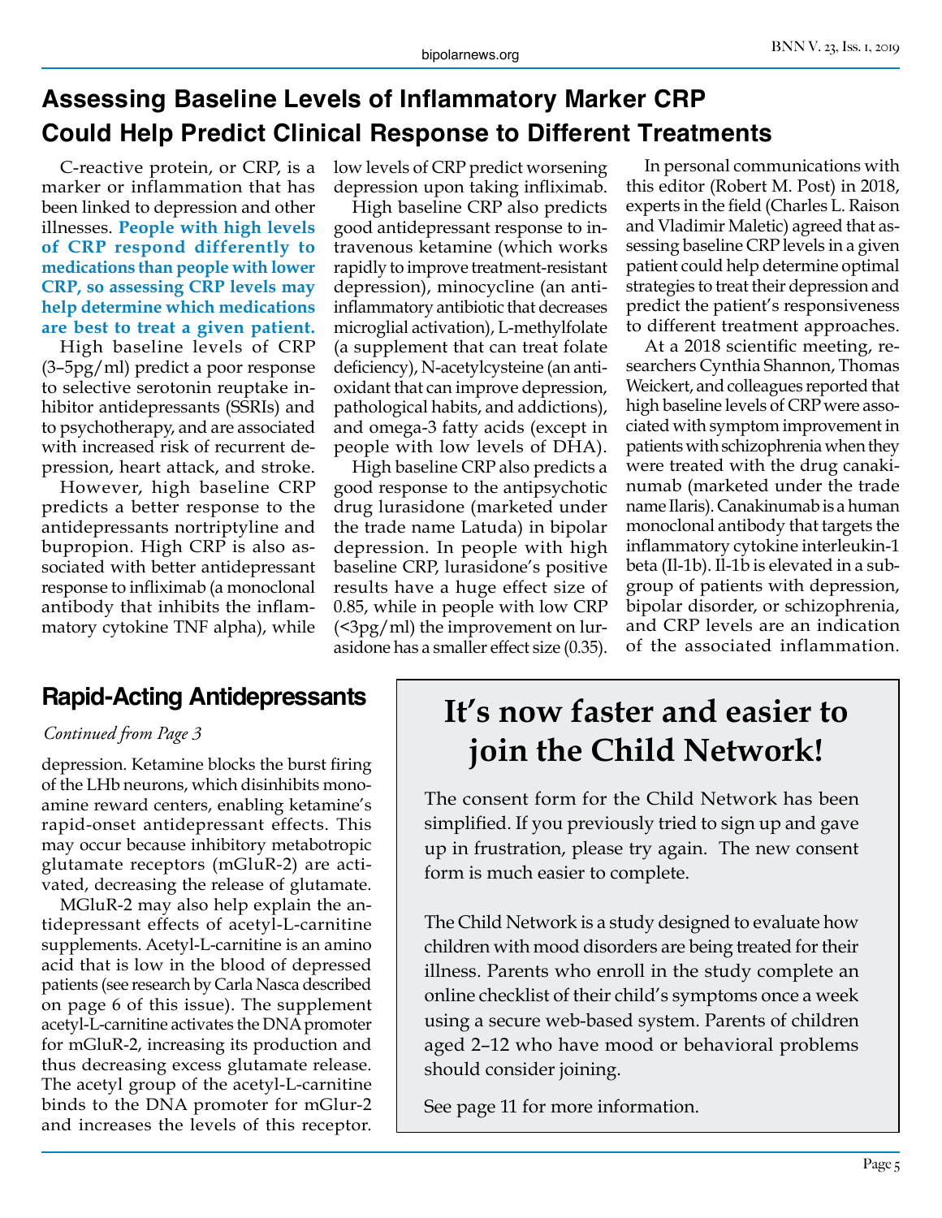# Assessing Baseline Levels of Inflammatory Marker CRP Could Help Predict Clinical Response to Different Treatments

C-reactive protein, or CRP, is a marker or inflammation that has been linked to depression and other illnesses. **People with high levels of CRP respond differently to medications than people with lower CRP, so assessing CRP levels may help determine which medications are best to treat a given patient.**

High baseline levels of CRP (3–5pg/ml) predict a poor response to selective serotonin reuptake inhibitor antidepressants (SSRIs) and to psychotherapy, and are associated with increased risk of recurrent depression, heart attack, and stroke.

However, high baseline CRP predicts a better response to the antidepressants nortriptyline and bupropion. High CRP is also associated with better antidepressant response to infliximab (a monoclonal antibody that inhibits the inflammatory cytokine TNF alpha), while low levels of CRP predict worsening depression upon taking infliximab.

High baseline CRP also predicts good antidepressant response to intravenous ketamine (which works rapidly to improve treatment-resistant depression), minocycline (an anti-inflammatory antibiotic that decreases microglial activation), L-methylfolate (a supplement that can treat folate deficiency), N-acetylcysteine (an antioxidant that can improve depression, pathological habits, and addictions), and omega-3 fatty acids (except in people with low levels of DHA).

High baseline CRP also predicts a good response to the antipsychotic drug lurasidone (marketed under the trade name Latuda) in bipolar depression. In people with high baseline CRP, lurasidone's positive results have a huge effect size of 0.85, while in people with low CRP (<3pg/ml) the improvement on lurasidone has a smaller effect size (0.35).

In personal communications with this editor (Robert M. Post) in 2018, experts in the field (Charles L. Raison and Vladimir Maletic) agreed that assessing baseline CRP levels in a given patient could help determine optimal strategies to treat their depression and predict the patient's responsiveness to different treatment approaches.

At a 2018 scientific meeting, researchers Cynthia Shannon, Thomas Weickert, and colleagues reported that high baseline levels of CRP were associated with symptom improvement in patients with schizophrenia when they were treated with the drug canakinumab (marketed under the trade name Ilaris). Canakinumab is a human monoclonal antibody that targets the inflammatory cytokine interleukin-1 beta (Il-1b). Il-1b is elevated in a subgroup of patients with depression, bipolar disorder, or schizophrenia, and CRP levels are an indication of the associated inflammation.

## Rapid-Acting Antidepressants

*Continued from Page 3*

depression. Ketamine blocks the burst firing of the LHb neurons, which disinhibits monoamine reward centers, enabling ketamine's rapid-onset antidepressant effects. This may occur because inhibitory metabotropic glutamate receptors (mGluR-2) are activated, decreasing the release of glutamate.

MGluR-2 may also help explain the antidepressant effects of acetyl-L-carnitine supplements. Acetyl-L-carnitine is an amino acid that is low in the blood of depressed patients (see research by Carla Nasca described on page 6 of this issue). The supplement acetyl-L-carnitine activates the DNA promoter for mGluR-2, increasing its production and thus decreasing excess glutamate release. The acetyl group of the acetyl-L-carnitine binds to the DNA promoter for mGlur-2 and increases the levels of this receptor.

## It's now faster and easier to join the Child Network!

The consent form for the Child Network has been simplified. If you previously tried to sign up and gave up in frustration, please try again. The new consent form is much easier to complete.

The Child Network is a study designed to evaluate how children with mood disorders are being treated for their illness. Parents who enroll in the study complete an online checklist of their child's symptoms once a week using a secure web-based system. Parents of children aged 2–12 who have mood or behavioral problems should consider joining.

See page 11 for more information.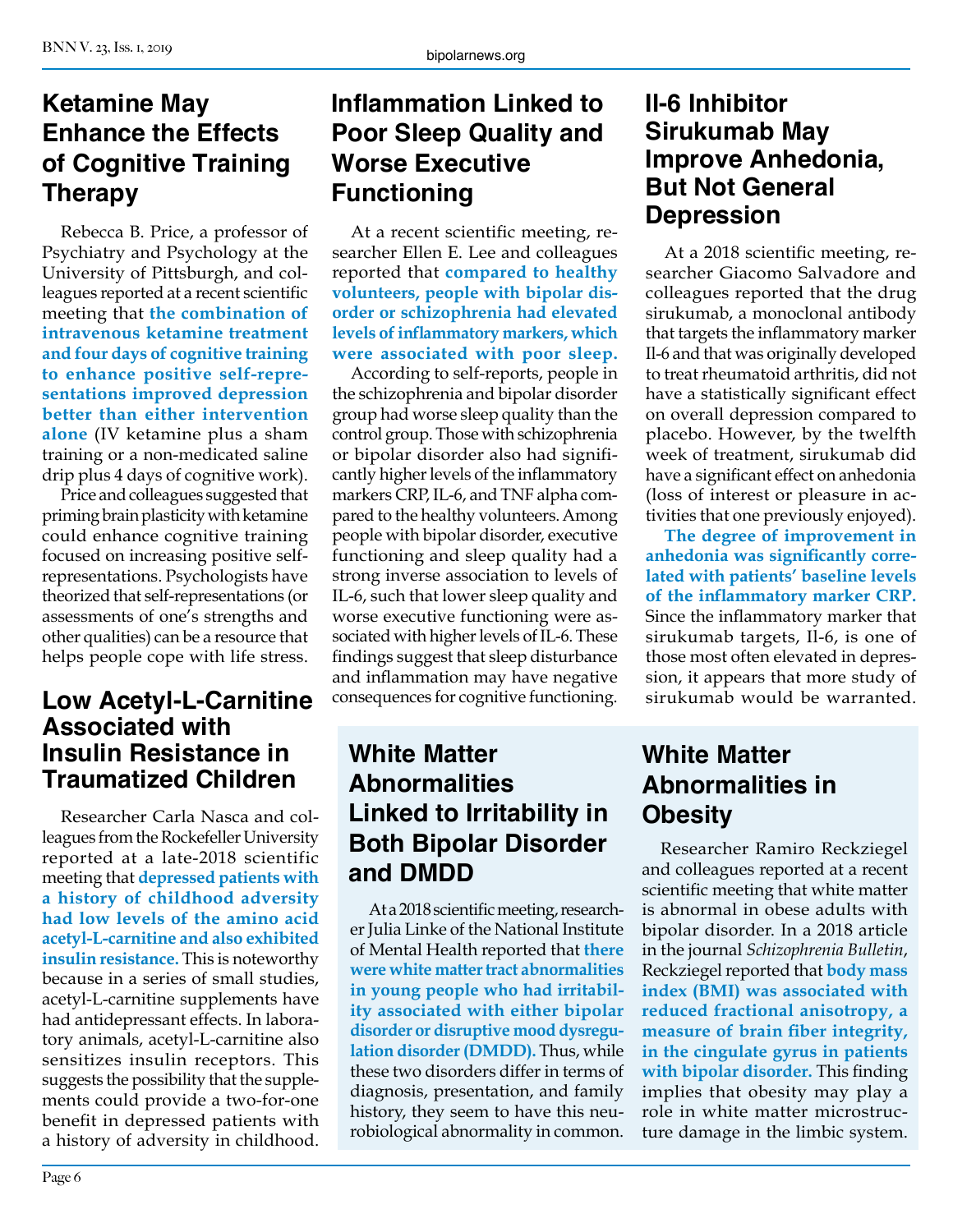## Ketamine May Enhance the Effects of Cognitive Training Therapy

Rebecca B. Price, a professor of Psychiatry and Psychology at the University of Pittsburgh, and colleagues reported at a recent scientific meeting that **the combination of intravenous ketamine treatment and four days of cognitive training to enhance positive self-representations improved depression better than either intervention alone** (IV ketamine plus a sham training or a non-medicated saline drip plus 4 days of cognitive work).

Price and colleagues suggested that priming brain plasticity with ketamine could enhance cognitive training focused on increasing positive self-representations. Psychologists have theorized that self-representations (or assessments of one's strengths and other qualities) can be a resource that helps people cope with life stress.

## Low Acetyl-L-Carnitine Associated with Insulin Resistance in Traumatized Children

Researcher Carla Nasca and colleagues from the Rockefeller University reported at a late-2018 scientific meeting that **depressed patients with a history of childhood adversity had low levels of the amino acid acetyl-L-carnitine and also exhibited insulin resistance.** This is noteworthy because in a series of small studies, acetyl-L-carnitine supplements have had antidepressant effects. In laboratory animals, acetyl-L-carnitine also sensitizes insulin receptors. This suggests the possibility that the supplements could provide a two-for-one benefit in depressed patients with a history of adversity in childhood.

## Inflammation Linked to Poor Sleep Quality and Worse Executive Functioning

At a recent scientific meeting, researcher Ellen E. Lee and colleagues reported that **compared to healthy volunteers, people with bipolar disorder or schizophrenia had elevated levels of inflammatory markers, which were associated with poor sleep.**

According to self-reports, people in the schizophrenia and bipolar disorder group had worse sleep quality than the control group. Those with schizophrenia or bipolar disorder also had significantly higher levels of the inflammatory markers CRP, IL-6, and TNF alpha compared to the healthy volunteers. Among people with bipolar disorder, executive functioning and sleep quality had a strong inverse association to levels of IL-6, such that lower sleep quality and worse executive functioning were associated with higher levels of IL-6. These findings suggest that sleep disturbance and inflammation may have negative consequences for cognitive functioning.

## Il-6 Inhibitor Sirukumab May Improve Anhedonia, But Not General Depression

At a 2018 scientific meeting, researcher Giacomo Salvadore and colleagues reported that the drug sirukumab, a monoclonal antibody that targets the inflammatory marker Il-6 and that was originally developed to treat rheumatoid arthritis, did not have a statistically significant effect on overall depression compared to placebo. However, by the twelfth week of treatment, sirukumab did have a significant effect on anhedonia (loss of interest or pleasure in activities that one previously enjoyed).

**The degree of improvement in anhedonia was significantly correlated with patients' baseline levels of the inflammatory marker CRP.** Since the inflammatory marker that sirukumab targets, Il-6, is one of those most often elevated in depression, it appears that more study of sirukumab would be warranted.

## White Matter Abnormalities Linked to Irritability in Both Bipolar Disorder and DMDD

At a 2018 scientific meeting, researcher Julia Linke of the National Institute of Mental Health reported that **there were white matter tract abnormalities in young people who had irritability associated with either bipolar disorder or disruptive mood dysregulation disorder (DMDD).** Thus, while these two disorders differ in terms of diagnosis, presentation, and family history, they seem to have this neurobiological abnormality in common.

## White Matter Abnormalities in Obesity

Researcher Ramiro Reckziegel and colleagues reported at a recent scientific meeting that white matter is abnormal in obese adults with bipolar disorder. In a 2018 article in the journal *Schizophrenia Bulletin*, Reckziegel reported that **body mass index (BMI) was associated with reduced fractional anisotropy, a measure of brain fiber integrity, in the cingulate gyrus in patients with bipolar disorder.** This finding implies that obesity may play a role in white matter microstructure damage in the limbic system.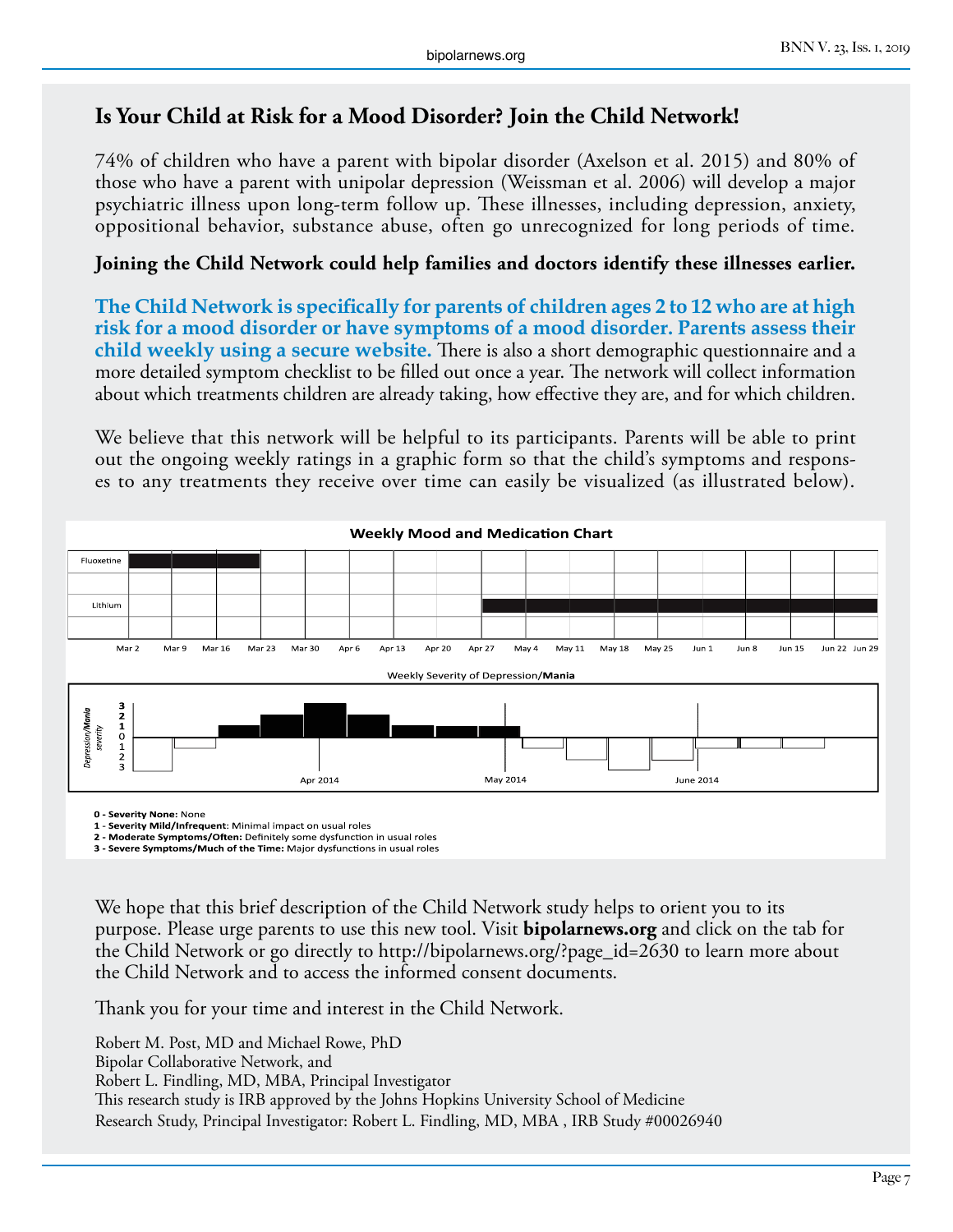## Is Your Child at Risk for a Mood Disorder? Join the Child Network!

74% of children who have a parent with bipolar disorder (Axelson et al. 2015) and 80% of those who have a parent with unipolar depression (Weissman et al. 2006) will develop a major psychiatric illness upon long-term follow up. These illnesses, including depression, anxiety, oppositional behavior, substance abuse, often go unrecognized for long periods of time.

**Joining the Child Network could help families and doctors identify these illnesses earlier.**

**The Child Network is specifically for parents of children ages 2 to 12 who are at high risk for a mood disorder or have symptoms of a mood disorder. Parents assess their child weekly using a secure website.** There is also a short demographic questionnaire and a more detailed symptom checklist to be filled out once a year. The network will collect information about which treatments children are already taking, how effective they are, and for which children.

We believe that this network will be helpful to its participants. Parents will be able to print out the ongoing weekly ratings in a graphic form so that the child's symptoms and responses to any treatments they receive over time can easily be visualized (as illustrated below).

**Weekly Mood and Medication Chart**

Fluoxetine | Lithium

Mar 2, Mar 9, Mar 16, Mar 23, Mar 30, Apr 6, Apr 13, Apr 20, Apr 27, May 4, May 11, May 18, May 25, Jun 1, Jun 8, Jun 15, Jun 22, Jun 29

Weekly Severity of Depression/**Mania**

*Depression/**Mania** severity*: 3, 2, 1, 0, 1, 2, 3

Apr 2014 | May 2014 | June 2014

**0 - Severity None:** None
**1 - Severity Mild/Infrequent**: Minimal impact on usual roles
**2 - Moderate Symptoms/Often:** Definitely some dysfunction in usual roles
**3 - Severe Symptoms/Much of the Time:** Major dysfunctions in usual roles

We hope that this brief description of the Child Network study helps to orient you to its purpose. Please urge parents to use this new tool. Visit **bipolarnews.org** and click on the tab for the Child Network or go directly to http://bipolarnews.org/?page_id=2630 to learn more about the Child Network and to access the informed consent documents.

Thank you for your time and interest in the Child Network.

Robert M. Post, MD and Michael Rowe, PhD
Bipolar Collaborative Network, and
Robert L. Findling, MD, MBA, Principal Investigator
This research study is IRB approved by the Johns Hopkins University School of Medicine
Research Study, Principal Investigator: Robert L. Findling, MD, MBA , IRB Study #00026940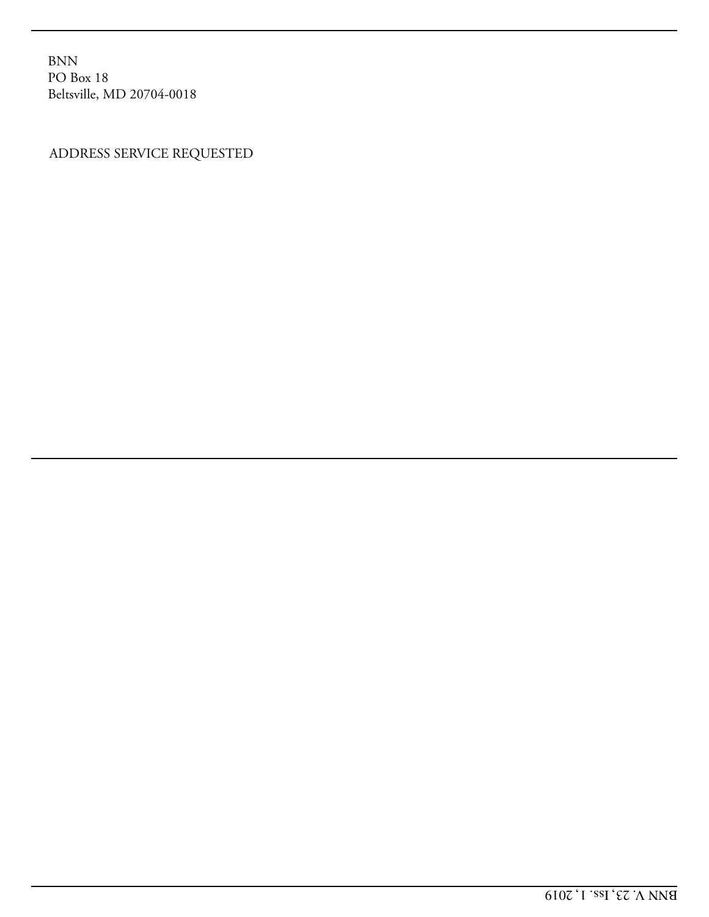BNN
PO Box 18
Beltsville, MD 20704-0018

ADDRESS SERVICE REQUESTED